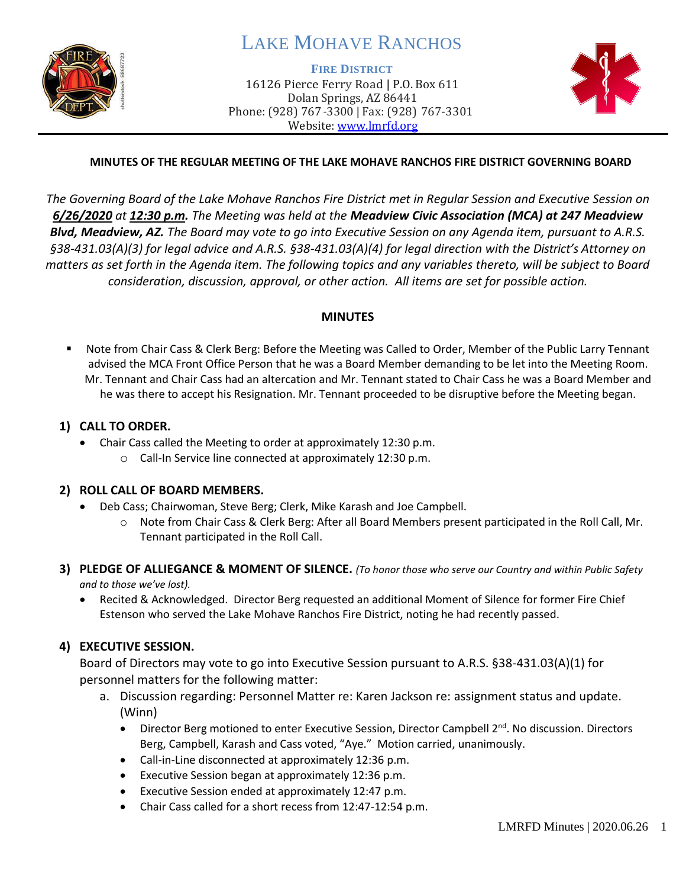# LAKE MOHAVE RANCHOS

**FIRE DISTRICT**
16126 Pierce Ferry Road | P.O. Box 611
Dolan Springs, AZ 86441
Phone: (928) 767-3300 | Fax: (928) 767-3301
Website: www.lmrfd.org

**MINUTES OF THE REGULAR MEETING OF THE LAKE MOHAVE RANCHOS FIRE DISTRICT GOVERNING BOARD**

*The Governing Board of the Lake Mohave Ranchos Fire District met in Regular Session and Executive Session on **6/26/2020** at **12:30 p.m**. The Meeting was held at the **Meadview Civic Association (MCA) at 247 Meadview Blvd, Meadview, AZ.** The Board may vote to go into Executive Session on any Agenda item, pursuant to A.R.S. §38-431.03(A)(3) for legal advice and A.R.S. §38-431.03(A)(4) for legal direction with the District's Attorney on matters as set forth in the Agenda item. The following topics and any variables thereto, will be subject to Board consideration, discussion, approval, or other action. All items are set for possible action.*

**MINUTES**

- Note from Chair Cass & Clerk Berg: Before the Meeting was Called to Order, Member of the Public Larry Tennant advised the MCA Front Office Person that he was a Board Member demanding to be let into the Meeting Room. Mr. Tennant and Chair Cass had an altercation and Mr. Tennant stated to Chair Cass he was a Board Member and he was there to accept his Resignation. Mr. Tennant proceeded to be disruptive before the Meeting began.

**1) CALL TO ORDER.**

- Chair Cass called the Meeting to order at approximately 12:30 p.m.
  - Call-In Service line connected at approximately 12:30 p.m.

**2) ROLL CALL OF BOARD MEMBERS.**

- Deb Cass; Chairwoman, Steve Berg; Clerk, Mike Karash and Joe Campbell.
  - Note from Chair Cass & Clerk Berg: After all Board Members present participated in the Roll Call, Mr. Tennant participated in the Roll Call.

**3) PLEDGE OF ALLIEGANCE & MOMENT OF SILENCE.** *(To honor those who serve our Country and within Public Safety and to those we've lost).*

- Recited & Acknowledged. Director Berg requested an additional Moment of Silence for former Fire Chief Estenson who served the Lake Mohave Ranchos Fire District, noting he had recently passed.

**4) EXECUTIVE SESSION.**

Board of Directors may vote to go into Executive Session pursuant to A.R.S. §38-431.03(A)(1) for personnel matters for the following matter:

a. Discussion regarding: Personnel Matter re: Karen Jackson re: assignment status and update. (Winn)
   - Director Berg motioned to enter Executive Session, Director Campbell 2nd. No discussion. Directors Berg, Campbell, Karash and Cass voted, "Aye." Motion carried, unanimously.
   - Call-in-Line disconnected at approximately 12:36 p.m.
   - Executive Session began at approximately 12:36 p.m.
   - Executive Session ended at approximately 12:47 p.m.
   - Chair Cass called for a short recess from 12:47-12:54 p.m.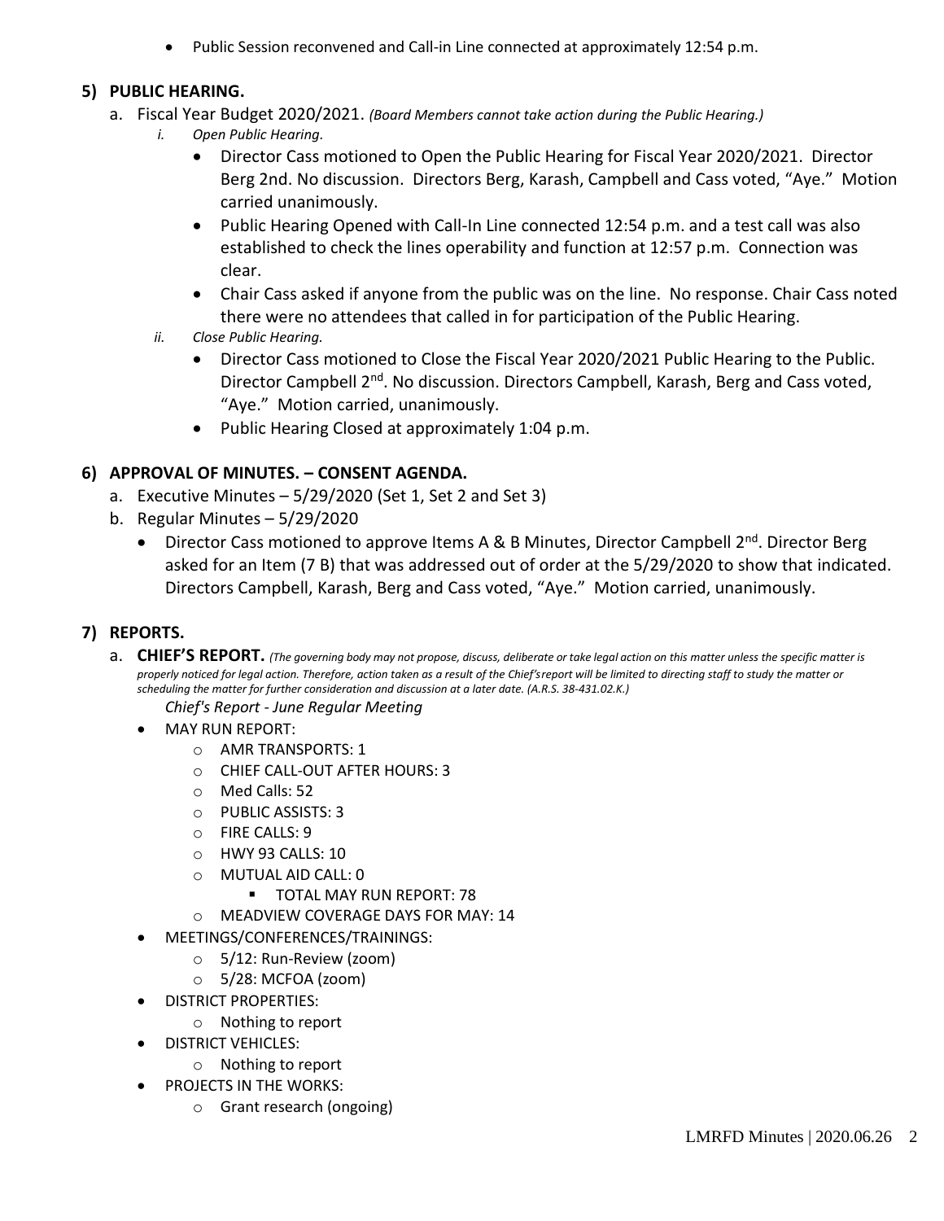- Public Session reconvened and Call-in Line connected at approximately 12:54 p.m.

## 5) PUBLIC HEARING.

a. Fiscal Year Budget 2020/2021. *(Board Members cannot take action during the Public Hearing.)*

   i. *Open Public Hearing.*
   - Director Cass motioned to Open the Public Hearing for Fiscal Year 2020/2021. Director Berg 2nd. No discussion. Directors Berg, Karash, Campbell and Cass voted, "Aye." Motion carried unanimously.
   - Public Hearing Opened with Call-In Line connected 12:54 p.m. and a test call was also established to check the lines operability and function at 12:57 p.m. Connection was clear.
   - Chair Cass asked if anyone from the public was on the line. No response. Chair Cass noted there were no attendees that called in for participation of the Public Hearing.

   ii. *Close Public Hearing.*
   - Director Cass motioned to Close the Fiscal Year 2020/2021 Public Hearing to the Public. Director Campbell 2nd. No discussion. Directors Campbell, Karash, Berg and Cass voted, "Aye." Motion carried, unanimously.
   - Public Hearing Closed at approximately 1:04 p.m.

## 6) APPROVAL OF MINUTES. – CONSENT AGENDA.

a. Executive Minutes – 5/29/2020 (Set 1, Set 2 and Set 3)

b. Regular Minutes – 5/29/2020
   - Director Cass motioned to approve Items A & B Minutes, Director Campbell 2nd. Director Berg asked for an Item (7 B) that was addressed out of order at the 5/29/2020 to show that indicated. Directors Campbell, Karash, Berg and Cass voted, "Aye." Motion carried, unanimously.

## 7) REPORTS.

a. **CHIEF'S REPORT.** *(The governing body may not propose, discuss, deliberate or take legal action on this matter unless the specific matter is properly noticed for legal action. Therefore, action taken as a result of the Chief's report will be limited to directing staff to study the matter or scheduling the matter for further consideration and discussion at a later date. (A.R.S. 38-431.02.K.)*

   *Chief's Report - June Regular Meeting*

- MAY RUN REPORT:
  - AMR TRANSPORTS: 1
  - CHIEF CALL-OUT AFTER HOURS: 3
  - Med Calls: 52
  - PUBLIC ASSISTS: 3
  - FIRE CALLS: 9
  - HWY 93 CALLS: 10
  - MUTUAL AID CALL: 0
    - TOTAL MAY RUN REPORT: 78
  - MEADVIEW COVERAGE DAYS FOR MAY: 14
- MEETINGS/CONFERENCES/TRAININGS:
  - 5/12: Run-Review (zoom)
  - 5/28: MCFOA (zoom)
- DISTRICT PROPERTIES:
  - Nothing to report
- DISTRICT VEHICLES:
  - Nothing to report
- PROJECTS IN THE WORKS:
  - Grant research (ongoing)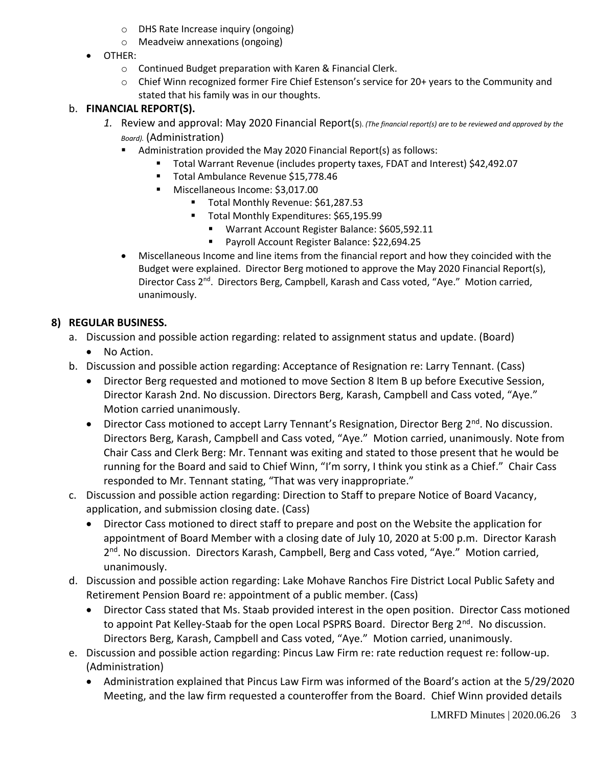- DHS Rate Increase inquiry (ongoing)
- Meadveiw annexations (ongoing)

- OTHER:
  - Continued Budget preparation with Karen & Financial Clerk.
  - Chief Winn recognized former Fire Chief Estenson's service for 20+ years to the Community and stated that his family was in our thoughts.

b. **FINANCIAL REPORT(S).**

1. Review and approval: May 2020 Financial Report(s). *(The financial report(s) are to be reviewed and approved by the Board).* (Administration)
   - Administration provided the May 2020 Financial Report(s) as follows:
     - Total Warrant Revenue (includes property taxes, FDAT and Interest) $42,492.07
     - Total Ambulance Revenue $15,778.46
     - Miscellaneous Income: $3,017.00
       - Total Monthly Revenue: $61,287.53
       - Total Monthly Expenditures: $65,195.99
         - Warrant Account Register Balance: $605,592.11
         - Payroll Account Register Balance: $22,694.25
   - Miscellaneous Income and line items from the financial report and how they coincided with the Budget were explained. Director Berg motioned to approve the May 2020 Financial Report(s), Director Cass 2nd. Directors Berg, Campbell, Karash and Cass voted, "Aye." Motion carried, unanimously.

## 8) REGULAR BUSINESS.

a. Discussion and possible action regarding: related to assignment status and update. (Board)
   - No Action.

b. Discussion and possible action regarding: Acceptance of Resignation re: Larry Tennant. (Cass)
   - Director Berg requested and motioned to move Section 8 Item B up before Executive Session, Director Karash 2nd. No discussion. Directors Berg, Karash, Campbell and Cass voted, "Aye." Motion carried unanimously.
   - Director Cass motioned to accept Larry Tennant's Resignation, Director Berg 2nd. No discussion. Directors Berg, Karash, Campbell and Cass voted, "Aye." Motion carried, unanimously. Note from Chair Cass and Clerk Berg: Mr. Tennant was exiting and stated to those present that he would be running for the Board and said to Chief Winn, "I'm sorry, I think you stink as a Chief." Chair Cass responded to Mr. Tennant stating, "That was very inappropriate."

c. Discussion and possible action regarding: Direction to Staff to prepare Notice of Board Vacancy, application, and submission closing date. (Cass)
   - Director Cass motioned to direct staff to prepare and post on the Website the application for appointment of Board Member with a closing date of July 10, 2020 at 5:00 p.m. Director Karash 2nd. No discussion. Directors Karash, Campbell, Berg and Cass voted, "Aye." Motion carried, unanimously.

d. Discussion and possible action regarding: Lake Mohave Ranchos Fire District Local Public Safety and Retirement Pension Board re: appointment of a public member. (Cass)
   - Director Cass stated that Ms. Staab provided interest in the open position. Director Cass motioned to appoint Pat Kelley-Staab for the open Local PSPRS Board. Director Berg 2nd. No discussion. Directors Berg, Karash, Campbell and Cass voted, "Aye." Motion carried, unanimously.

e. Discussion and possible action regarding: Pincus Law Firm re: rate reduction request re: follow-up. (Administration)
   - Administration explained that Pincus Law Firm was informed of the Board's action at the 5/29/2020 Meeting, and the law firm requested a counteroffer from the Board. Chief Winn provided details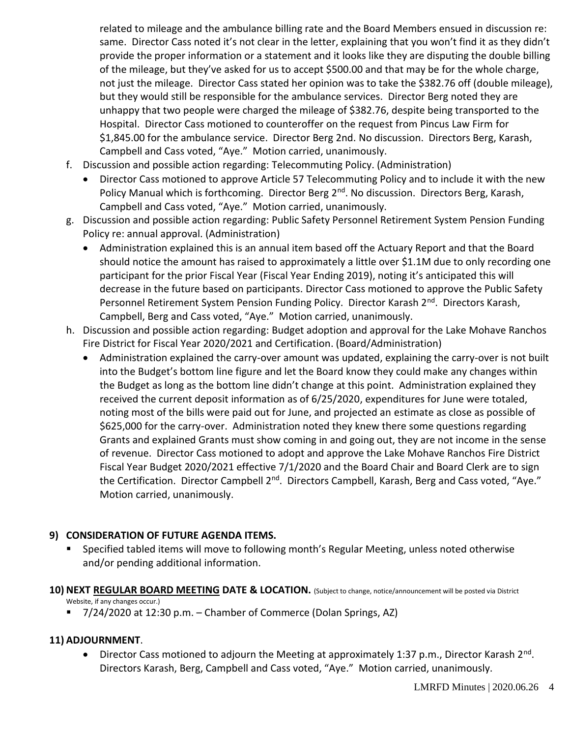related to mileage and the ambulance billing rate and the Board Members ensued in discussion re: same. Director Cass noted it's not clear in the letter, explaining that you won't find it as they didn't provide the proper information or a statement and it looks like they are disputing the double billing of the mileage, but they've asked for us to accept $500.00 and that may be for the whole charge, not just the mileage. Director Cass stated her opinion was to take the $382.76 off (double mileage), but they would still be responsible for the ambulance services. Director Berg noted they are unhappy that two people were charged the mileage of $382.76, despite being transported to the Hospital. Director Cass motioned to counteroffer on the request from Pincus Law Firm for $1,845.00 for the ambulance service. Director Berg 2nd. No discussion. Directors Berg, Karash, Campbell and Cass voted, "Aye." Motion carried, unanimously.

f. Discussion and possible action regarding: Telecommuting Policy. (Administration)
   - Director Cass motioned to approve Article 57 Telecommuting Policy and to include it with the new Policy Manual which is forthcoming. Director Berg 2nd. No discussion. Directors Berg, Karash, Campbell and Cass voted, "Aye." Motion carried, unanimously.

g. Discussion and possible action regarding: Public Safety Personnel Retirement System Pension Funding Policy re: annual approval. (Administration)
   - Administration explained this is an annual item based off the Actuary Report and that the Board should notice the amount has raised to approximately a little over $1.1M due to only recording one participant for the prior Fiscal Year (Fiscal Year Ending 2019), noting it's anticipated this will decrease in the future based on participants. Director Cass motioned to approve the Public Safety Personnel Retirement System Pension Funding Policy. Director Karash 2nd. Directors Karash, Campbell, Berg and Cass voted, "Aye." Motion carried, unanimously.

h. Discussion and possible action regarding: Budget adoption and approval for the Lake Mohave Ranchos Fire District for Fiscal Year 2020/2021 and Certification. (Board/Administration)
   - Administration explained the carry-over amount was updated, explaining the carry-over is not built into the Budget's bottom line figure and let the Board know they could make any changes within the Budget as long as the bottom line didn't change at this point. Administration explained they received the current deposit information as of 6/25/2020, expenditures for June were totaled, noting most of the bills were paid out for June, and projected an estimate as close as possible of $625,000 for the carry-over. Administration noted they knew there some questions regarding Grants and explained Grants must show coming in and going out, they are not income in the sense of revenue. Director Cass motioned to adopt and approve the Lake Mohave Ranchos Fire District Fiscal Year Budget 2020/2021 effective 7/1/2020 and the Board Chair and Board Clerk are to sign the Certification. Director Campbell 2nd. Directors Campbell, Karash, Berg and Cass voted, "Aye." Motion carried, unanimously.

## 9) CONSIDERATION OF FUTURE AGENDA ITEMS.

- Specified tabled items will move to following month's Regular Meeting, unless noted otherwise and/or pending additional information.

## 10) NEXT REGULAR BOARD MEETING DATE & LOCATION. (Subject to change, notice/announcement will be posted via District Website, if any changes occur.)

- 7/24/2020 at 12:30 p.m. – Chamber of Commerce (Dolan Springs, AZ)

## 11) ADJOURNMENT.

- Director Cass motioned to adjourn the Meeting at approximately 1:37 p.m., Director Karash 2nd. Directors Karash, Berg, Campbell and Cass voted, "Aye." Motion carried, unanimously.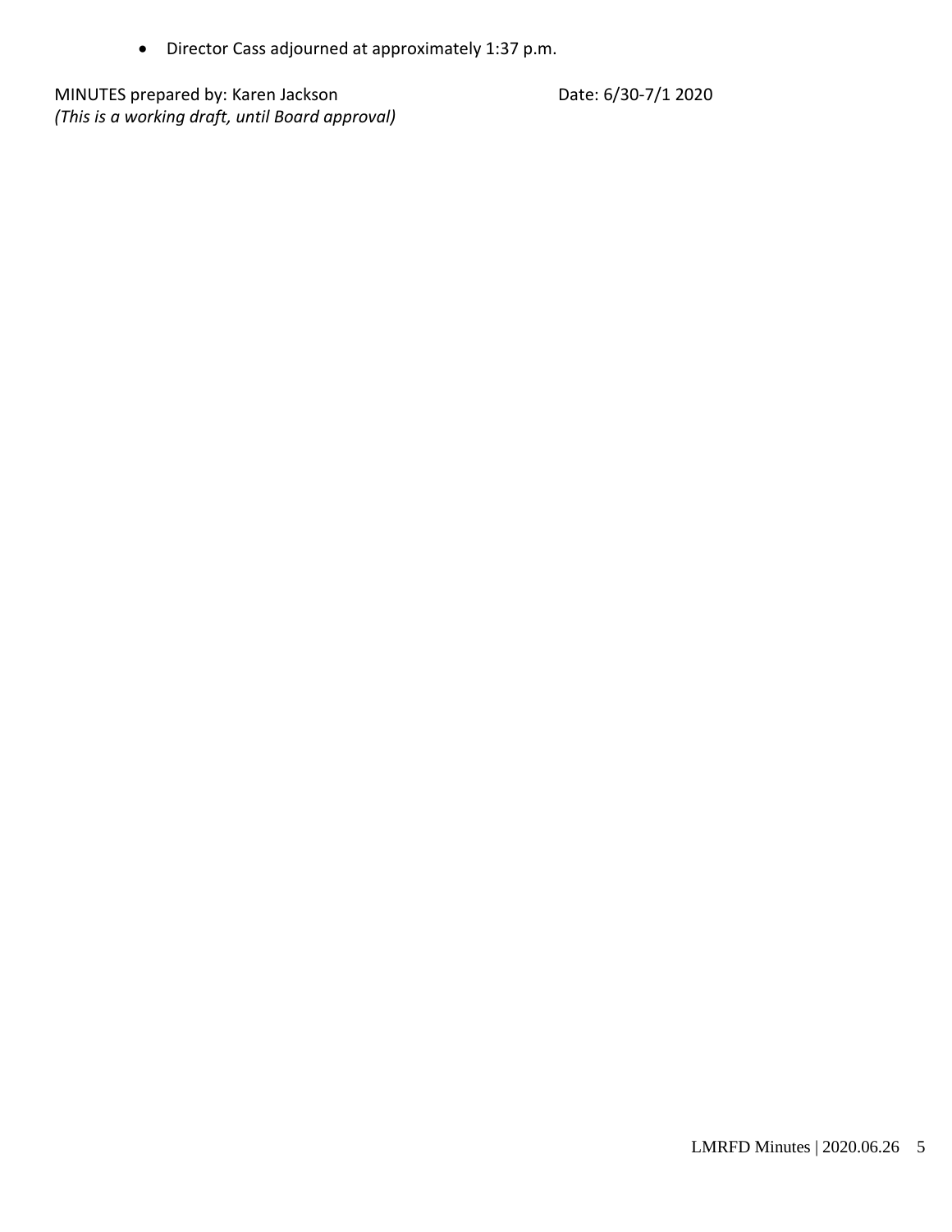- Director Cass adjourned at approximately 1:37 p.m.

MINUTES prepared by: Karen Jackson Date: 6/30-7/1 2020
*(This is a working draft, until Board approval)*